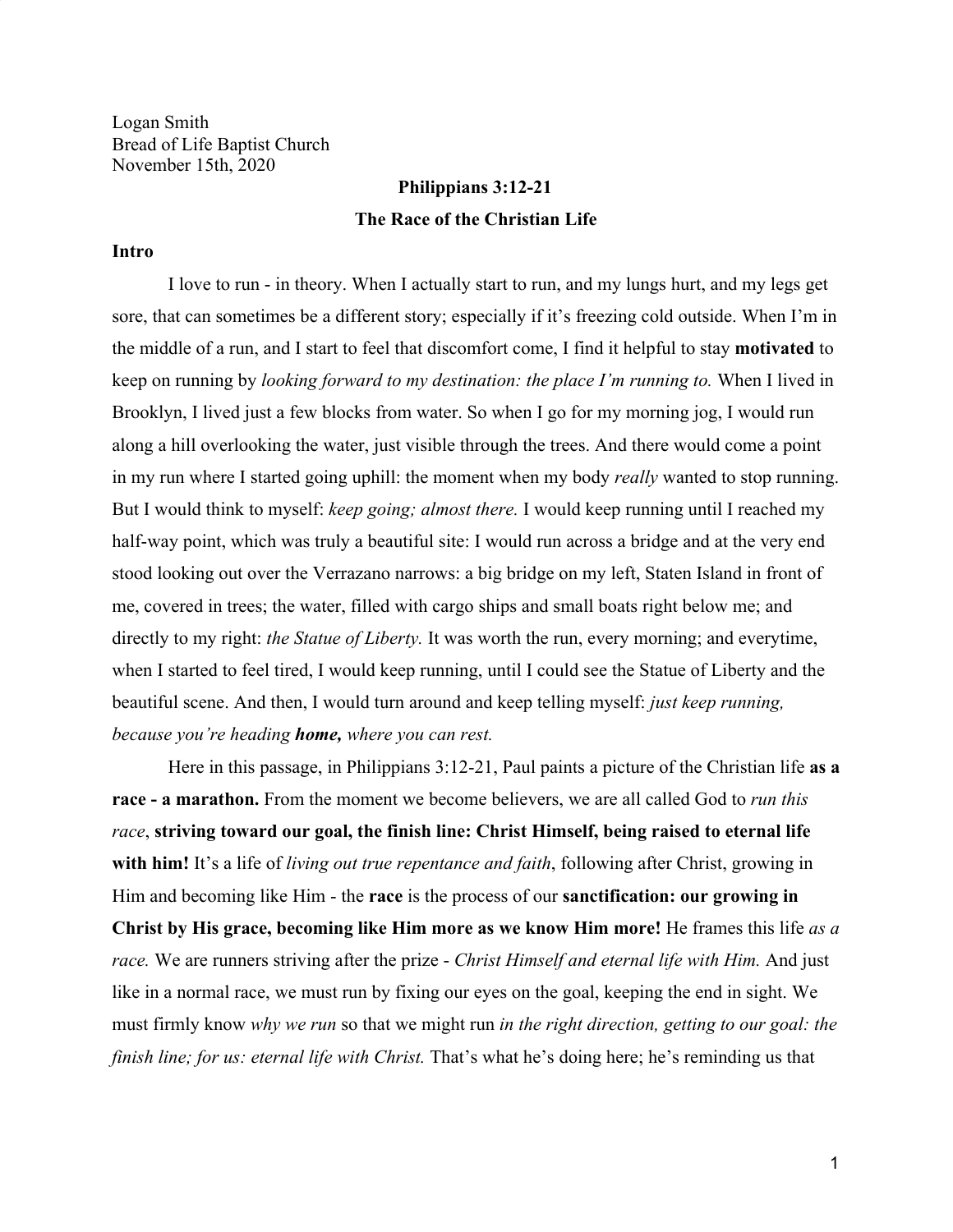Logan Smith
Bread of Life Baptist Church
November 15th, 2020

**Philippians 3:12-21**

**The Race of the Christian Life**

**Intro**

I love to run - in theory. When I actually start to run, and my lungs hurt, and my legs get sore, that can sometimes be a different story; especially if it's freezing cold outside. When I'm in the middle of a run, and I start to feel that discomfort come, I find it helpful to stay **motivated** to keep on running by *looking forward to my destination: the place I'm running to.* When I lived in Brooklyn, I lived just a few blocks from water. So when I go for my morning jog, I would run along a hill overlooking the water, just visible through the trees. And there would come a point in my run where I started going uphill: the moment when my body *really* wanted to stop running. But I would think to myself: *keep going; almost there.* I would keep running until I reached my half-way point, which was truly a beautiful site: I would run across a bridge and at the very end stood looking out over the Verrazano narrows: a big bridge on my left, Staten Island in front of me, covered in trees; the water, filled with cargo ships and small boats right below me; and directly to my right: *the Statue of Liberty.* It was worth the run, every morning; and everytime, when I started to feel tired, I would keep running, until I could see the Statue of Liberty and the beautiful scene. And then, I would turn around and keep telling myself: *just keep running, because you're heading* ***home,*** *where you can rest.*

Here in this passage, in Philippians 3:12-21, Paul paints a picture of the Christian life **as a race - a marathon.** From the moment we become believers, we are all called God to *run this race*, **striving toward our goal, the finish line: Christ Himself, being raised to eternal life with him!** It's a life of *living out true repentance and faith*, following after Christ, growing in Him and becoming like Him - the **race** is the process of our **sanctification: our growing in Christ by His grace, becoming like Him more as we know Him more!** He frames this life *as a race.* We are runners striving after the prize - *Christ Himself and eternal life with Him.* And just like in a normal race, we must run by fixing our eyes on the goal, keeping the end in sight. We must firmly know *why we run* so that we might run *in the right direction, getting to our goal: the finish line; for us: eternal life with Christ.* That's what he's doing here; he's reminding us that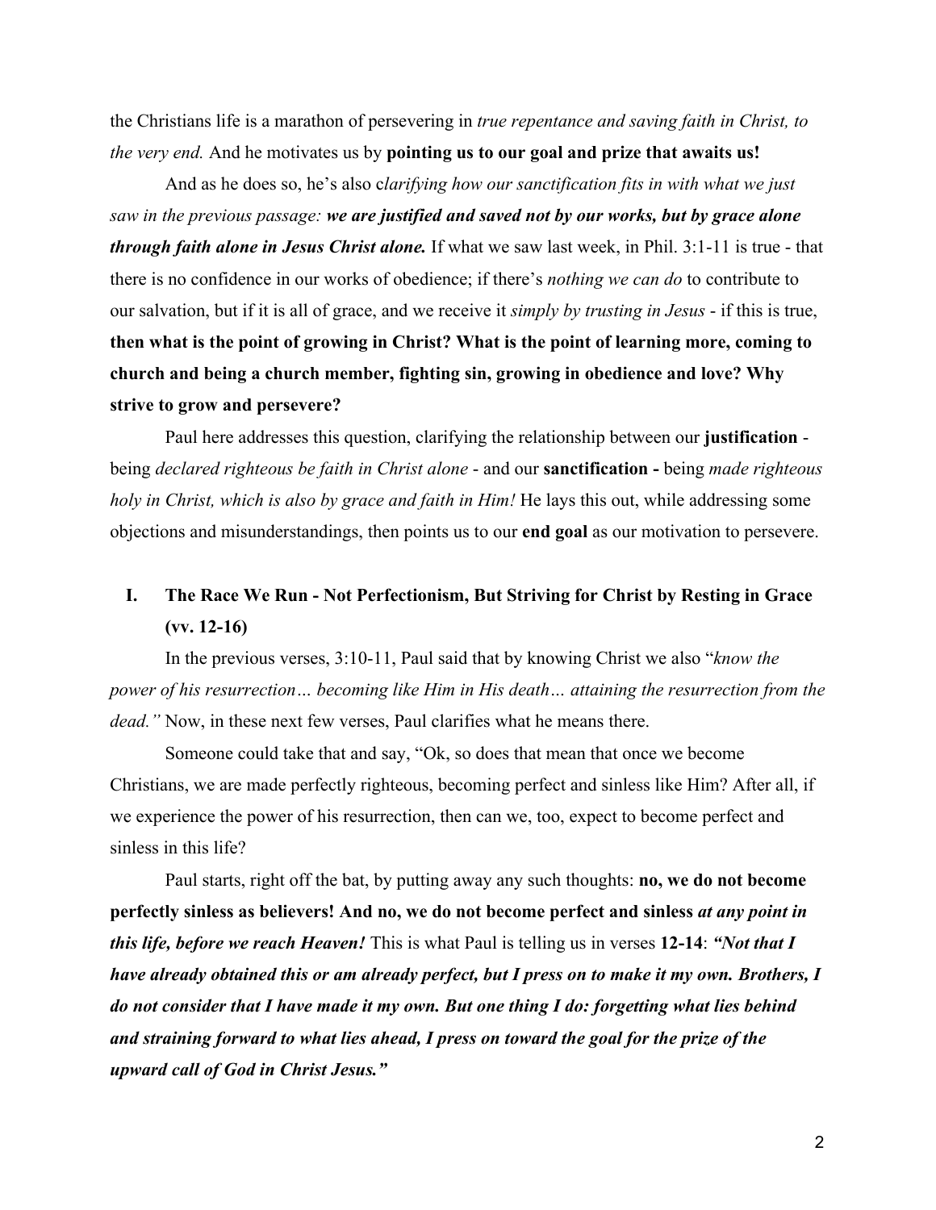the Christians life is a marathon of persevering in *true repentance and saving faith in Christ, to the very end.* And he motivates us by **pointing us to our goal and prize that awaits us!**

And as he does so, he's also c*larifying how our sanctification fits in with what we just saw in the previous passage:* ***we are justified and saved not by our works, but by grace alone through faith alone in Jesus Christ alone.*** If what we saw last week, in Phil. 3:1-11 is true - that there is no confidence in our works of obedience; if there's *nothing we can do* to contribute to our salvation, but if it is all of grace, and we receive it *simply by trusting in Jesus* - if this is true, **then what is the point of growing in Christ? What is the point of learning more, coming to church and being a church member, fighting sin, growing in obedience and love? Why strive to grow and persevere?**

Paul here addresses this question, clarifying the relationship between our **justification** - being *declared righteous be faith in Christ alone* - and our **sanctification -** being *made righteous holy in Christ, which is also by grace and faith in Him!* He lays this out, while addressing some objections and misunderstandings, then points us to our **end goal** as our motivation to persevere.

## I. The Race We Run - Not Perfectionism, But Striving for Christ by Resting in Grace (vv. 12-16)

In the previous verses, 3:10-11, Paul said that by knowing Christ we also "*know the power of his resurrection… becoming like Him in His death… attaining the resurrection from the dead."* Now, in these next few verses, Paul clarifies what he means there.

Someone could take that and say, "Ok, so does that mean that once we become Christians, we are made perfectly righteous, becoming perfect and sinless like Him? After all, if we experience the power of his resurrection, then can we, too, expect to become perfect and sinless in this life?

Paul starts, right off the bat, by putting away any such thoughts: **no, we do not become perfectly sinless as believers! And no, we do not become perfect and sinless** ***at any point in this life, before we reach Heaven!*** This is what Paul is telling us in verses **12-14**: ***"Not that I have already obtained this or am already perfect, but I press on to make it my own. Brothers, I do not consider that I have made it my own. But one thing I do: forgetting what lies behind and straining forward to what lies ahead, I press on toward the goal for the prize of the upward call of God in Christ Jesus."***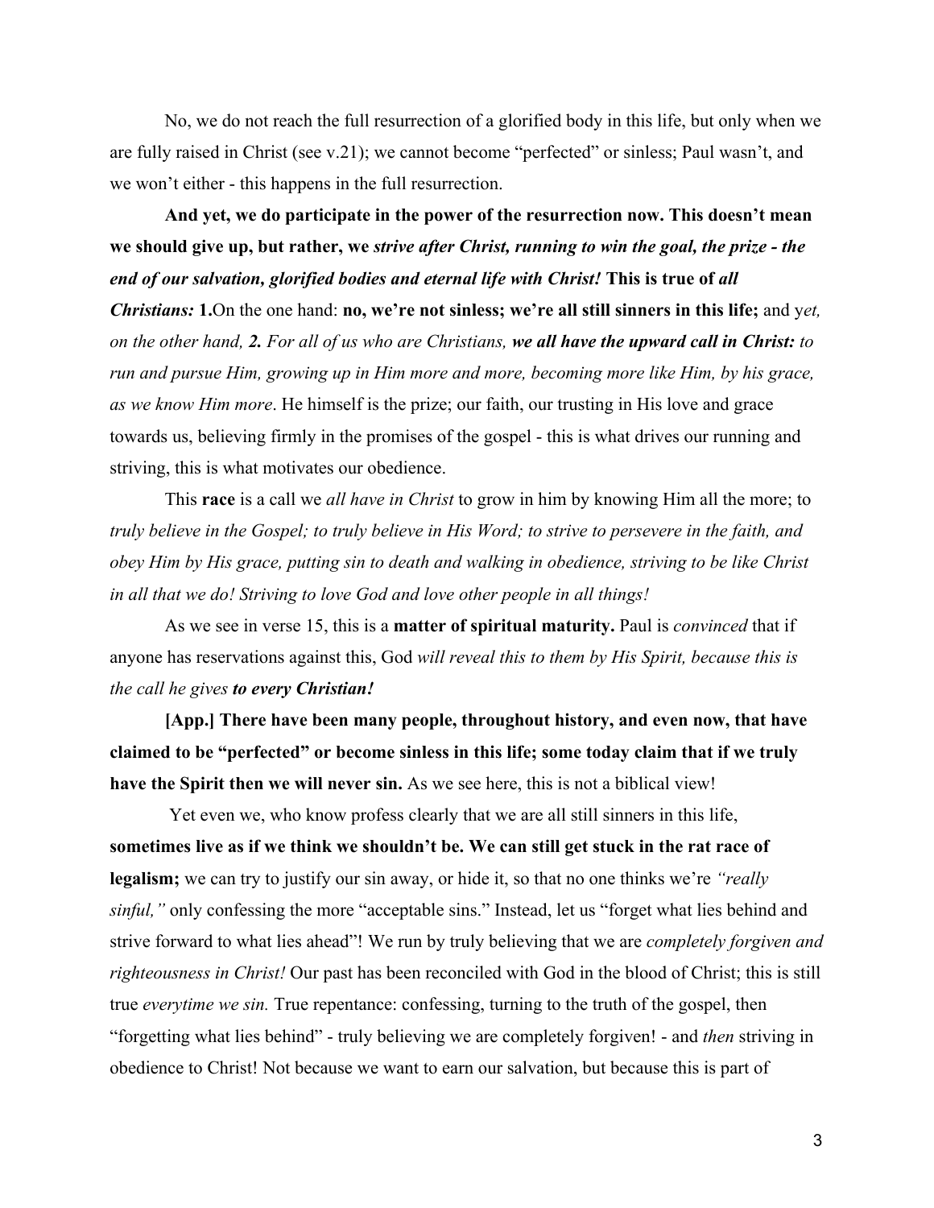No, we do not reach the full resurrection of a glorified body in this life, but only when we are fully raised in Christ (see v.21); we cannot become "perfected" or sinless; Paul wasn't, and we won't either - this happens in the full resurrection.

**And yet, we do participate in the power of the resurrection now. This doesn't mean we should give up, but rather, we *strive after Christ, running to win the goal, the prize - the end of our salvation, glorified bodies and eternal life with Christ!* This is true of *all Christians:* 1.**On the one hand: **no, we're not sinless; we're all still sinners in this life;** and y*et, on the other hand,* ***2.*** *For all of us who are Christians,* ***we all have the upward call in Christ:*** *to run and pursue Him, growing up in Him more and more, becoming more like Him, by his grace, as we know Him more*. He himself is the prize; our faith, our trusting in His love and grace towards us, believing firmly in the promises of the gospel - this is what drives our running and striving, this is what motivates our obedience.

This **race** is a call we *all have in Christ* to grow in him by knowing Him all the more; to *truly believe in the Gospel; to truly believe in His Word; to strive to persevere in the faith, and obey Him by His grace, putting sin to death and walking in obedience, striving to be like Christ in all that we do! Striving to love God and love other people in all things!*

As we see in verse 15, this is a **matter of spiritual maturity.** Paul is *convinced* that if anyone has reservations against this, God *will reveal this to them by His Spirit, because this is the call he gives* ***to every Christian!***

**[App.] There have been many people, throughout history, and even now, that have claimed to be "perfected" or become sinless in this life; some today claim that if we truly have the Spirit then we will never sin.** As we see here, this is not a biblical view!

Yet even we, who know profess clearly that we are all still sinners in this life, **sometimes live as if we think we shouldn't be. We can still get stuck in the rat race of legalism;** we can try to justify our sin away, or hide it, so that no one thinks we're *"really sinful,"* only confessing the more "acceptable sins." Instead, let us "forget what lies behind and strive forward to what lies ahead"! We run by truly believing that we are *completely forgiven and righteousness in Christ!* Our past has been reconciled with God in the blood of Christ; this is still true *everytime we sin.* True repentance: confessing, turning to the truth of the gospel, then "forgetting what lies behind" - truly believing we are completely forgiven! - and *then* striving in obedience to Christ! Not because we want to earn our salvation, but because this is part of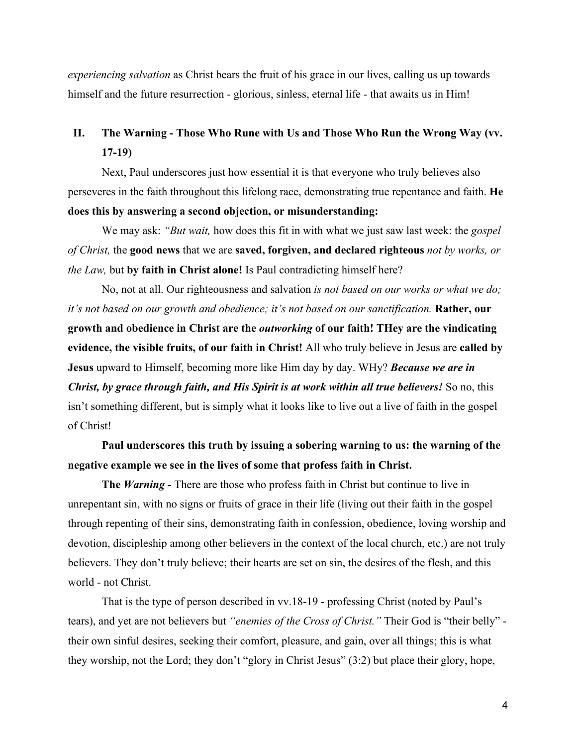*experiencing salvation* as Christ bears the fruit of his grace in our lives, calling us up towards himself and the future resurrection - glorious, sinless, eternal life - that awaits us in Him!

## II. The Warning - Those Who Rune with Us and Those Who Run the Wrong Way (vv. 17-19)

Next, Paul underscores just how essential it is that everyone who truly believes also perseveres in the faith throughout this lifelong race, demonstrating true repentance and faith. **He does this by answering a second objection, or misunderstanding:**

We may ask: *"But wait,* how does this fit in with what we just saw last week: the *gospel of Christ,* the **good news** that we are **saved, forgiven, and declared righteous** *not by works, or the Law,* but **by faith in Christ alone!** Is Paul contradicting himself here?

No, not at all. Our righteousness and salvation *is not based on our works or what we do; it's not based on our growth and obedience; it's not based on our sanctification.* **Rather, our growth and obedience in Christ are the *outworking* of our faith! THey are the vindicating evidence, the visible fruits, of our faith in Christ!** All who truly believe in Jesus are **called by Jesus** upward to Himself, becoming more like Him day by day. WHy? ***Because we are in Christ, by grace through faith, and His Spirit is at work within all true believers!*** So no, this isn't something different, but is simply what it looks like to live out a live of faith in the gospel of Christ!

**Paul underscores this truth by issuing a sobering warning to us: the warning of the negative example we see in the lives of some that profess faith in Christ.**

**The *Warning* -** There are those who profess faith in Christ but continue to live in unrepentant sin, with no signs or fruits of grace in their life (living out their faith in the gospel through repenting of their sins, demonstrating faith in confession, obedience, loving worship and devotion, discipleship among other believers in the context of the local church, etc.) are not truly believers. They don't truly believe; their hearts are set on sin, the desires of the flesh, and this world - not Christ.

That is the type of person described in vv.18-19 - professing Christ (noted by Paul's tears), and yet are not believers but *"enemies of the Cross of Christ."* Their God is "their belly" - their own sinful desires, seeking their comfort, pleasure, and gain, over all things; this is what they worship, not the Lord; they don't "glory in Christ Jesus" (3:2) but place their glory, hope,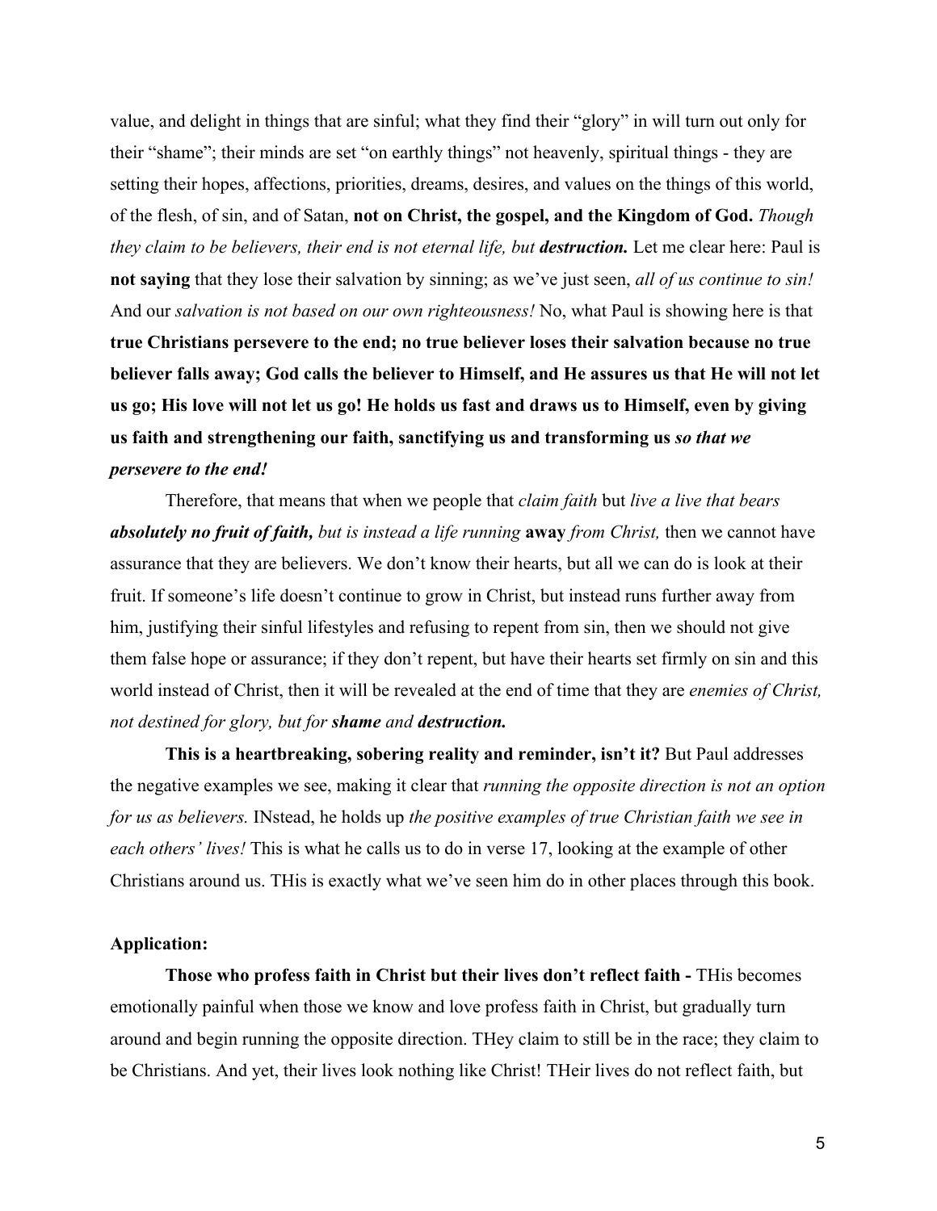value, and delight in things that are sinful; what they find their "glory" in will turn out only for their "shame"; their minds are set "on earthly things" not heavenly, spiritual things - they are setting their hopes, affections, priorities, dreams, desires, and values on the things of this world, of the flesh, of sin, and of Satan, **not on Christ, the gospel, and the Kingdom of God.** *Though they claim to be believers, their end is not eternal life, but* ***destruction.*** Let me clear here: Paul is **not saying** that they lose their salvation by sinning; as we've just seen, *all of us continue to sin!* And our *salvation is not based on our own righteousness!* No, what Paul is showing here is that **true Christians persevere to the end; no true believer loses their salvation because no true believer falls away; God calls the believer to Himself, and He assures us that He will not let us go; His love will not let us go! He holds us fast and draws us to Himself, even by giving us faith and strengthening our faith, sanctifying us and transforming us** ***so that we persevere to the end!***

Therefore, that means that when we people that *claim faith* but *live a live that bears* ***absolutely no fruit of faith,*** *but is instead a life running* **away** *from Christ,* then we cannot have assurance that they are believers. We don't know their hearts, but all we can do is look at their fruit. If someone's life doesn't continue to grow in Christ, but instead runs further away from him, justifying their sinful lifestyles and refusing to repent from sin, then we should not give them false hope or assurance; if they don't repent, but have their hearts set firmly on sin and this world instead of Christ, then it will be revealed at the end of time that they are *enemies of Christ, not destined for glory, but for* ***shame*** *and* ***destruction.***

**This is a heartbreaking, sobering reality and reminder, isn't it?** But Paul addresses the negative examples we see, making it clear that *running the opposite direction is not an option for us as believers.* INstead, he holds up *the positive examples of true Christian faith we see in each others' lives!* This is what he calls us to do in verse 17, looking at the example of other Christians around us. THis is exactly what we've seen him do in other places through this book.

**Application:**

**Those who profess faith in Christ but their lives don't reflect faith -** THis becomes emotionally painful when those we know and love profess faith in Christ, but gradually turn around and begin running the opposite direction. THey claim to still be in the race; they claim to be Christians. And yet, their lives look nothing like Christ! THeir lives do not reflect faith, but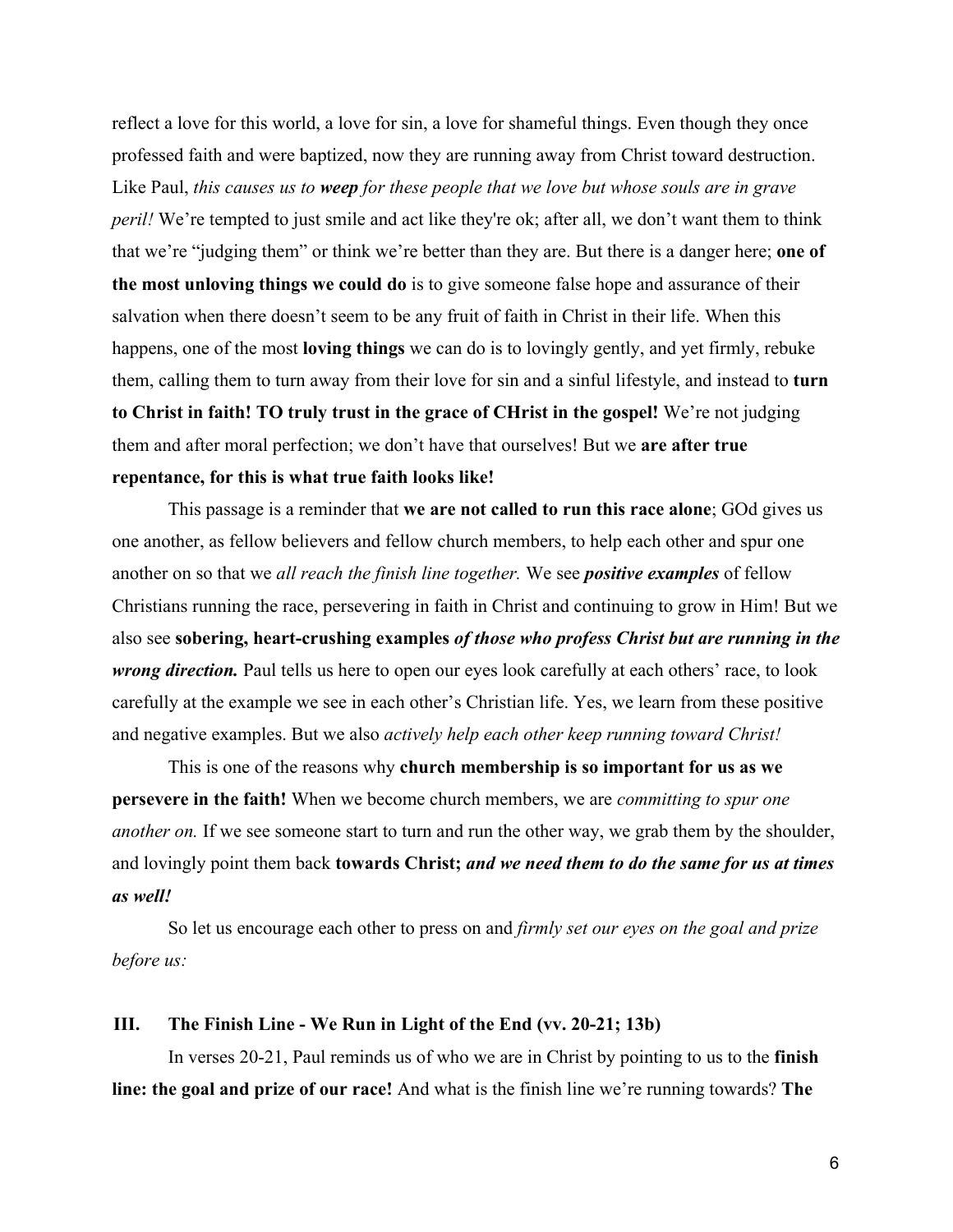reflect a love for this world, a love for sin, a love for shameful things. Even though they once professed faith and were baptized, now they are running away from Christ toward destruction. Like Paul, *this causes us to **weep** for these people that we love but whose souls are in grave peril!* We're tempted to just smile and act like they're ok; after all, we don't want them to think that we're "judging them" or think we're better than they are. But there is a danger here; **one of the most unloving things we could do** is to give someone false hope and assurance of their salvation when there doesn't seem to be any fruit of faith in Christ in their life. When this happens, one of the most **loving things** we can do is to lovingly gently, and yet firmly, rebuke them, calling them to turn away from their love for sin and a sinful lifestyle, and instead to **turn to Christ in faith! TO truly trust in the grace of CHrist in the gospel!** We're not judging them and after moral perfection; we don't have that ourselves! But we **are after true repentance, for this is what true faith looks like!**

This passage is a reminder that **we are not called to run this race alone**; GOd gives us one another, as fellow believers and fellow church members, to help each other and spur one another on so that we *all reach the finish line together.* We see ***positive examples*** of fellow Christians running the race, persevering in faith in Christ and continuing to grow in Him! But we also see **sobering, heart-crushing examples *of those who profess Christ but are running in the wrong direction.*** Paul tells us here to open our eyes look carefully at each others' race, to look carefully at the example we see in each other's Christian life. Yes, we learn from these positive and negative examples. But we also *actively help each other keep running toward Christ!*

This is one of the reasons why **church membership is so important for us as we persevere in the faith!** When we become church members, we are *committing to spur one another on.* If we see someone start to turn and run the other way, we grab them by the shoulder, and lovingly point them back **towards Christ; *and we need them to do the same for us at times as well!***

So let us encourage each other to press on and *firmly set our eyes on the goal and prize before us:*

### III. The Finish Line - We Run in Light of the End (vv. 20-21; 13b)

In verses 20-21, Paul reminds us of who we are in Christ by pointing to us to the **finish line: the goal and prize of our race!** And what is the finish line we're running towards? **The**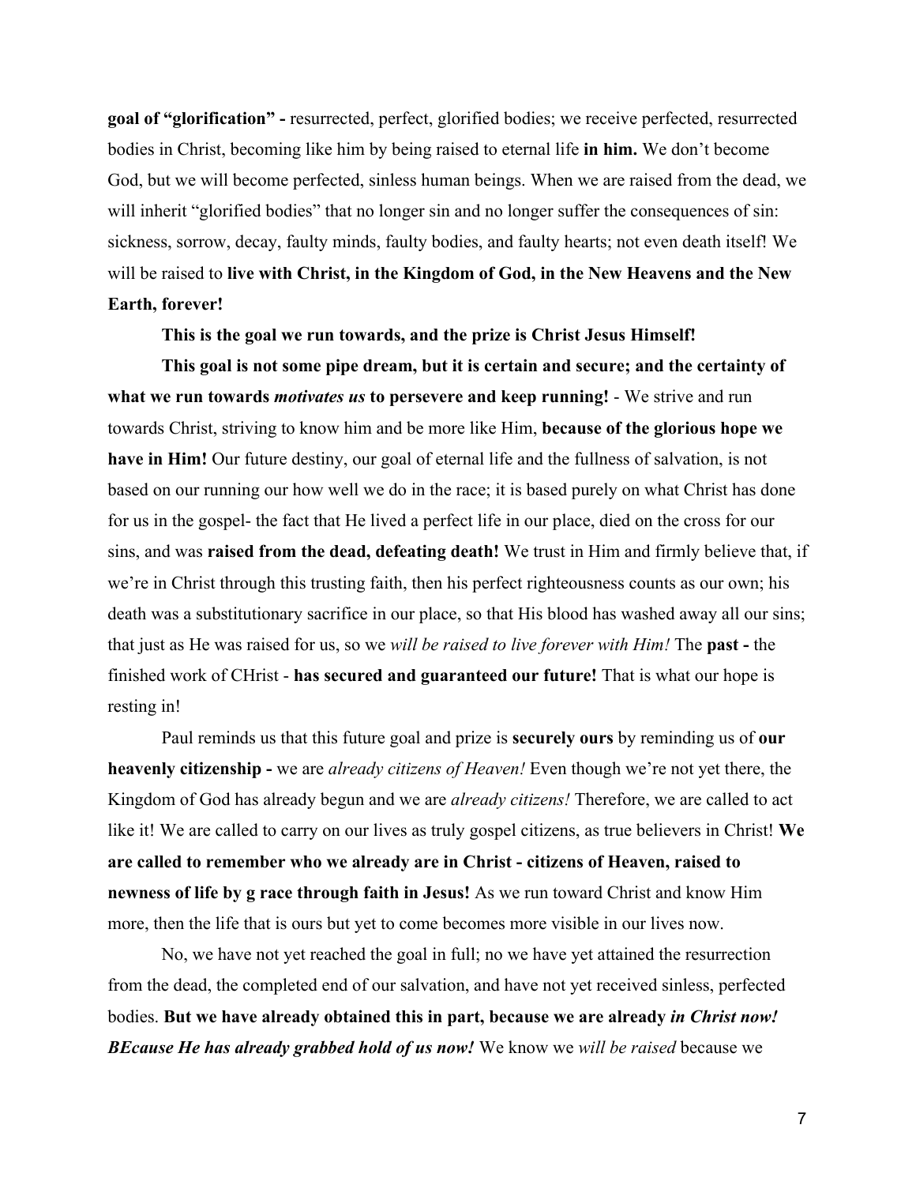**goal of "glorification" -** resurrected, perfect, glorified bodies; we receive perfected, resurrected bodies in Christ, becoming like him by being raised to eternal life **in him.** We don't become God, but we will become perfected, sinless human beings. When we are raised from the dead, we will inherit "glorified bodies" that no longer sin and no longer suffer the consequences of sin: sickness, sorrow, decay, faulty minds, faulty bodies, and faulty hearts; not even death itself! We will be raised to **live with Christ, in the Kingdom of God, in the New Heavens and the New Earth, forever!**

**This is the goal we run towards, and the prize is Christ Jesus Himself!**

**This goal is not some pipe dream, but it is certain and secure; and the certainty of what we run towards *motivates us* to persevere and keep running!** - We strive and run towards Christ, striving to know him and be more like Him, **because of the glorious hope we have in Him!** Our future destiny, our goal of eternal life and the fullness of salvation, is not based on our running our how well we do in the race; it is based purely on what Christ has done for us in the gospel- the fact that He lived a perfect life in our place, died on the cross for our sins, and was **raised from the dead, defeating death!** We trust in Him and firmly believe that, if we're in Christ through this trusting faith, then his perfect righteousness counts as our own; his death was a substitutionary sacrifice in our place, so that His blood has washed away all our sins; that just as He was raised for us, so we *will be raised to live forever with Him!* The **past -** the finished work of CHrist - **has secured and guaranteed our future!** That is what our hope is resting in!

Paul reminds us that this future goal and prize is **securely ours** by reminding us of **our heavenly citizenship -** we are *already citizens of Heaven!* Even though we're not yet there, the Kingdom of God has already begun and we are *already citizens!* Therefore, we are called to act like it! We are called to carry on our lives as truly gospel citizens, as true believers in Christ! **We are called to remember who we already are in Christ - citizens of Heaven, raised to newness of life by g race through faith in Jesus!** As we run toward Christ and know Him more, then the life that is ours but yet to come becomes more visible in our lives now.

No, we have not yet reached the goal in full; no we have yet attained the resurrection from the dead, the completed end of our salvation, and have not yet received sinless, perfected bodies. **But we have already obtained this in part, because we are already *in Christ now! BEcause He has already grabbed hold of us now!*** We know we *will be raised* because we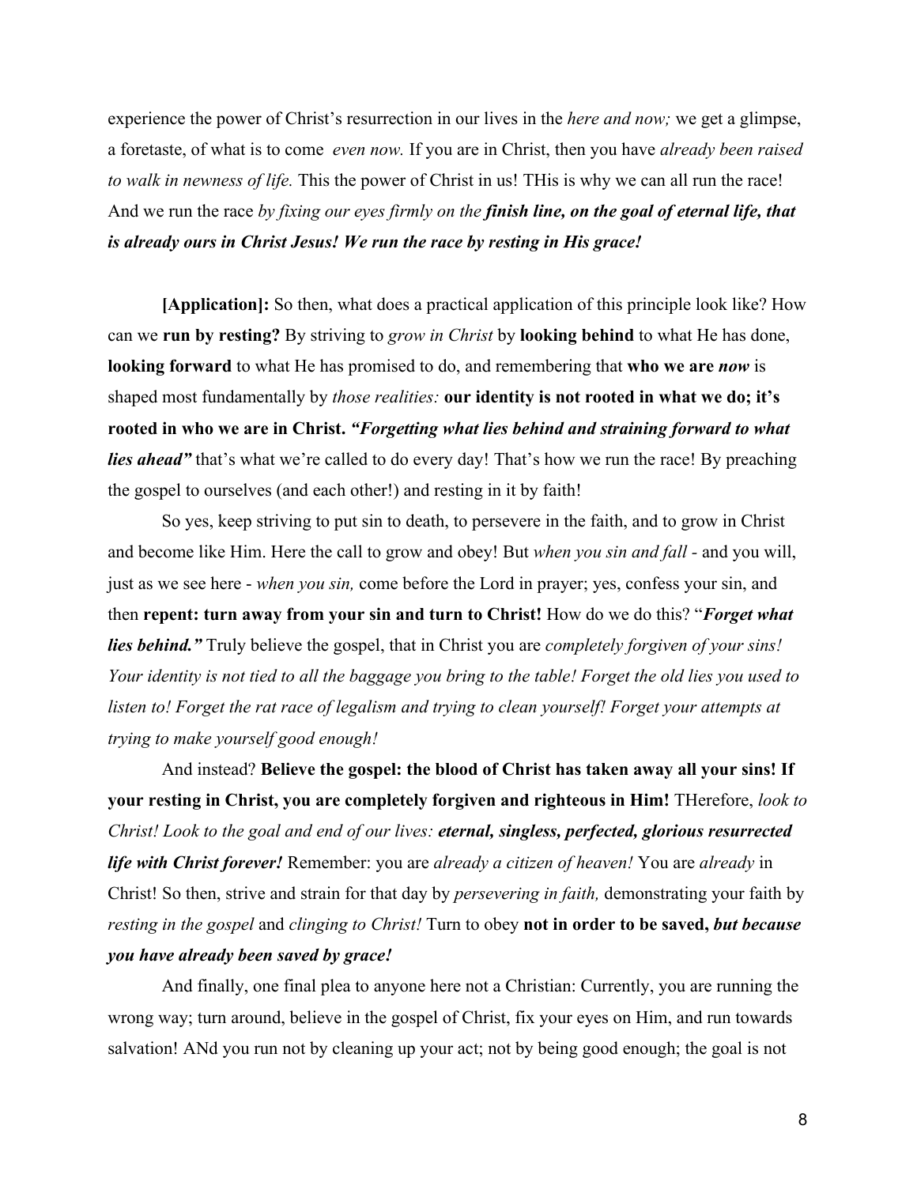experience the power of Christ's resurrection in our lives in the *here and now;* we get a glimpse, a foretaste, of what is to come *even now.* If you are in Christ, then you have *already been raised to walk in newness of life.* This the power of Christ in us! THis is why we can all run the race! And we run the race *by fixing our eyes firmly on the* ***finish line, on the goal of eternal life, that is already ours in Christ Jesus! We run the race by resting in His grace!***

**[Application]:** So then, what does a practical application of this principle look like? How can we **run by resting?** By striving to *grow in Christ* by **looking behind** to what He has done, **looking forward** to what He has promised to do, and remembering that **who we are *now*** is shaped most fundamentally by *those realities:* **our identity is not rooted in what we do; it's rooted in who we are in Christ. *"Forgetting what lies behind and straining forward to what lies ahead"*** that's what we're called to do every day! That's how we run the race! By preaching the gospel to ourselves (and each other!) and resting in it by faith!

So yes, keep striving to put sin to death, to persevere in the faith, and to grow in Christ and become like Him. Here the call to grow and obey! But *when you sin and fall -* and you will, just as we see here - *when you sin,* come before the Lord in prayer; yes, confess your sin, and then **repent: turn away from your sin and turn to Christ!** How do we do this? "***Forget what lies behind."*** Truly believe the gospel, that in Christ you are *completely forgiven of your sins! Your identity is not tied to all the baggage you bring to the table! Forget the old lies you used to listen to! Forget the rat race of legalism and trying to clean yourself! Forget your attempts at trying to make yourself good enough!*

And instead? **Believe the gospel: the blood of Christ has taken away all your sins! If your resting in Christ, you are completely forgiven and righteous in Him!** THerefore, *look to Christ! Look to the goal and end of our lives:* ***eternal, singless, perfected, glorious resurrected life with Christ forever!*** Remember: you are *already a citizen of heaven!* You are *already* in Christ! So then, strive and strain for that day by *persevering in faith,* demonstrating your faith by *resting in the gospel* and *clinging to Christ!* Turn to obey **not in order to be saved, *but because you have already been saved by grace!***

And finally, one final plea to anyone here not a Christian: Currently, you are running the wrong way; turn around, believe in the gospel of Christ, fix your eyes on Him, and run towards salvation! ANd you run not by cleaning up your act; not by being good enough; the goal is not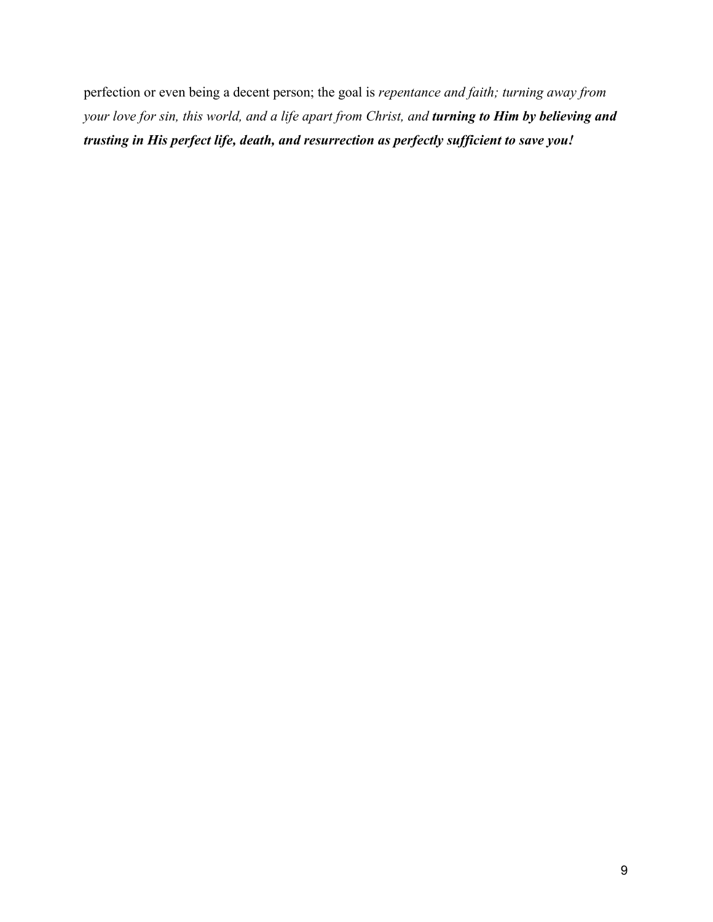perfection or even being a decent person; the goal is *repentance and faith; turning away from your love for sin, this world, and a life apart from Christ, and* ***turning to Him by believing and trusting in His perfect life, death, and resurrection as perfectly sufficient to save you!***